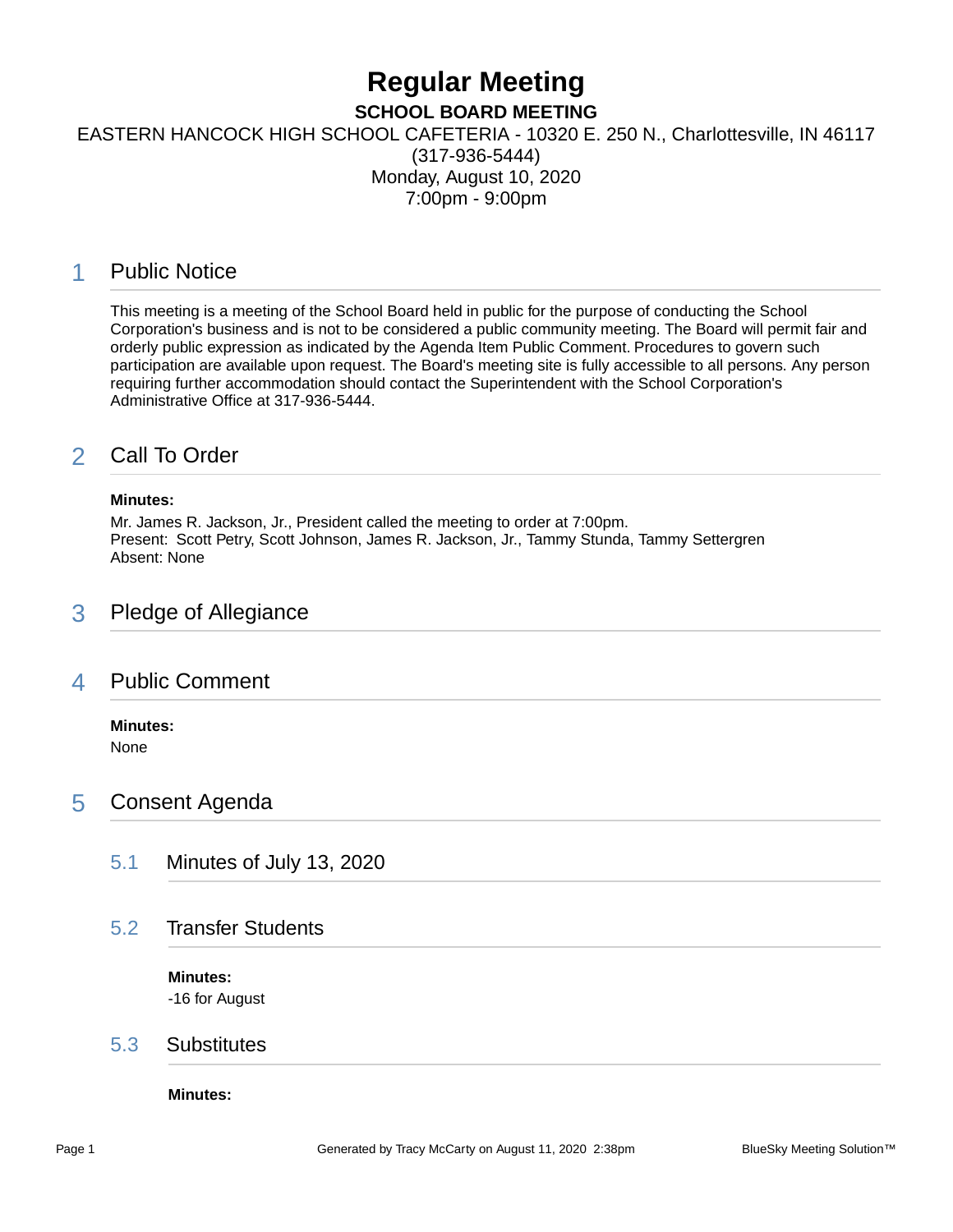# Regular Meeting

**SCHOOL BOARD MEETING**

EASTERN HANCOCK HIGH SCHOOL CAFETERIA - 10320 E. 250 N., Charlottesville, IN 46117 (317-936-5444)

Monday, August 10, 2020

7:00pm - 9:00pm

## 1 Public Notice

This meeting is a meeting of the School Board held in public for the purpose of conducting the School Corporation's business and is not to be considered a public community meeting. The Board will permit fair and orderly public expression as indicated by the Agenda Item Public Comment. Procedures to govern such participation are available upon request. The Board's meeting site is fully accessible to all persons. Any person requiring further accommodation should contact the Superintendent with the School Corporation's Administrative Office at 317-936-5444.

## 2 Call To Order

**Minutes:**

Mr. James R. Jackson, Jr., President called the meeting to order at 7:00pm.
Present: Scott Petry, Scott Johnson, James R. Jackson, Jr., Tammy Stunda, Tammy Settergren
Absent: None

## 3 Pledge of Allegiance

## 4 Public Comment

**Minutes:**

None

## 5 Consent Agenda

### 5.1 Minutes of July 13, 2020

### 5.2 Transfer Students

**Minutes:**

-16 for August

### 5.3 Substitutes

**Minutes:**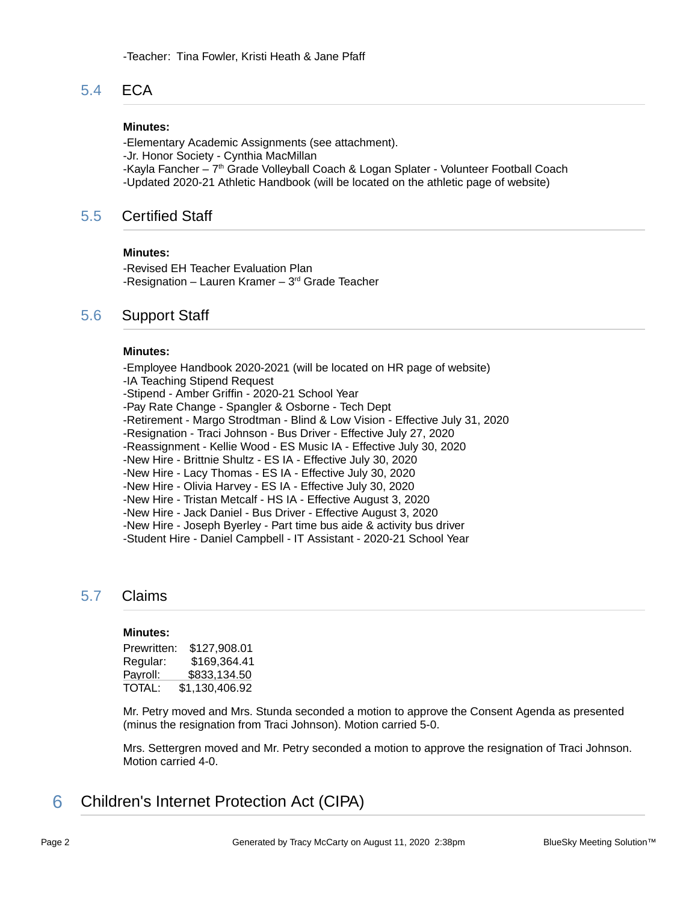-Teacher: Tina Fowler, Kristi Heath & Jane Pfaff

### 5.4 ECA

**Minutes:**

-Elementary Academic Assignments (see attachment).
-Jr. Honor Society - Cynthia MacMillan
-Kayla Fancher – 7th Grade Volleyball Coach & Logan Splater - Volunteer Football Coach
-Updated 2020-21 Athletic Handbook (will be located on the athletic page of website)

### 5.5 Certified Staff

**Minutes:**

-Revised EH Teacher Evaluation Plan
-Resignation – Lauren Kramer – 3rd Grade Teacher

### 5.6 Support Staff

**Minutes:**

-Employee Handbook 2020-2021 (will be located on HR page of website)
-IA Teaching Stipend Request
-Stipend - Amber Griffin - 2020-21 School Year
-Pay Rate Change - Spangler & Osborne - Tech Dept
-Retirement - Margo Strodtman - Blind & Low Vision - Effective July 31, 2020
-Resignation - Traci Johnson - Bus Driver - Effective July 27, 2020
-Reassignment - Kellie Wood - ES Music IA - Effective July 30, 2020
-New Hire - Brittnie Shultz - ES IA - Effective July 30, 2020
-New Hire - Lacy Thomas - ES IA - Effective July 30, 2020
-New Hire - Olivia Harvey - ES IA - Effective July 30, 2020
-New Hire - Tristan Metcalf - HS IA - Effective August 3, 2020
-New Hire - Jack Daniel - Bus Driver - Effective August 3, 2020
-New Hire - Joseph Byerley - Part time bus aide & activity bus driver
-Student Hire - Daniel Campbell - IT Assistant - 2020-21 School Year

### 5.7 Claims

**Minutes:**

| | |
|---|---|
| Prewritten: | $127,908.01 |
| Regular: | $169,364.41 |
| Payroll: | $833,134.50 |
| TOTAL: | $1,130,406.92 |

Mr. Petry moved and Mrs. Stunda seconded a motion to approve the Consent Agenda as presented (minus the resignation from Traci Johnson). Motion carried 5-0.

Mrs. Settergren moved and Mr. Petry seconded a motion to approve the resignation of Traci Johnson. Motion carried 4-0.

## 6 Children's Internet Protection Act (CIPA)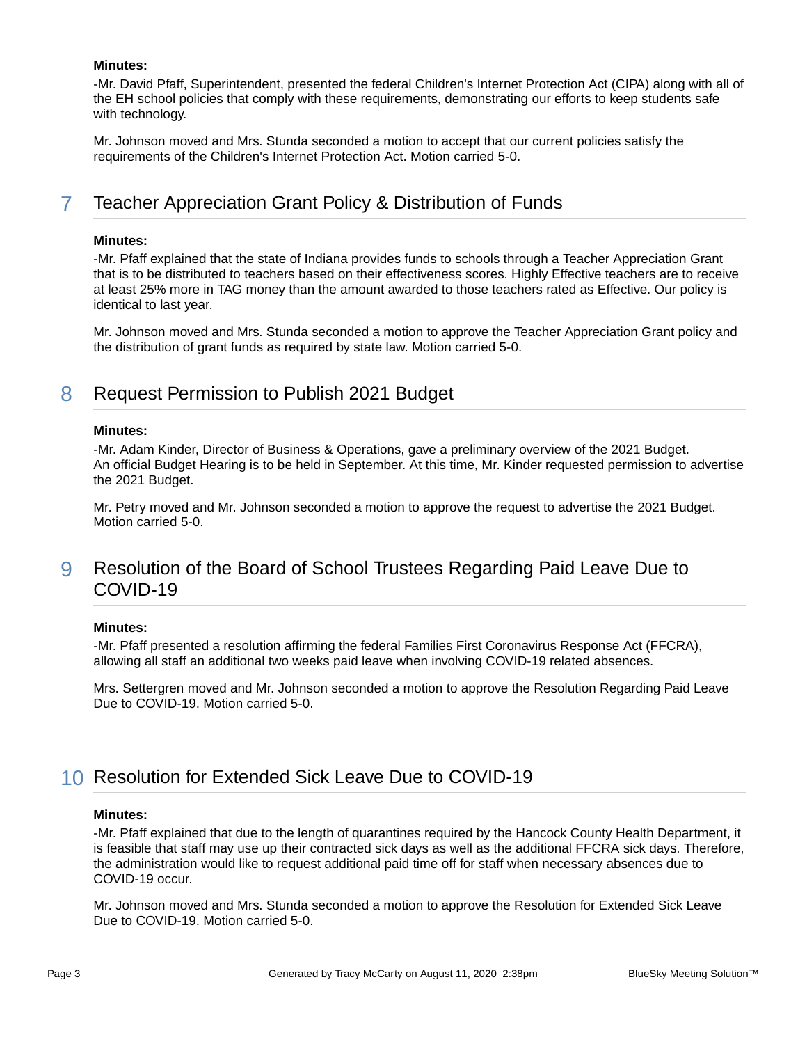**Minutes:**

-Mr. David Pfaff, Superintendent, presented the federal Children's Internet Protection Act (CIPA) along with all of the EH school policies that comply with these requirements, demonstrating our efforts to keep students safe with technology.

Mr. Johnson moved and Mrs. Stunda seconded a motion to accept that our current policies satisfy the requirements of the Children's Internet Protection Act. Motion carried 5-0.

## 7 Teacher Appreciation Grant Policy & Distribution of Funds

**Minutes:**

-Mr. Pfaff explained that the state of Indiana provides funds to schools through a Teacher Appreciation Grant that is to be distributed to teachers based on their effectiveness scores. Highly Effective teachers are to receive at least 25% more in TAG money than the amount awarded to those teachers rated as Effective. Our policy is identical to last year.

Mr. Johnson moved and Mrs. Stunda seconded a motion to approve the Teacher Appreciation Grant policy and the distribution of grant funds as required by state law. Motion carried 5-0.

## 8 Request Permission to Publish 2021 Budget

**Minutes:**

-Mr. Adam Kinder, Director of Business & Operations, gave a preliminary overview of the 2021 Budget.
An official Budget Hearing is to be held in September. At this time, Mr. Kinder requested permission to advertise the 2021 Budget.

Mr. Petry moved and Mr. Johnson seconded a motion to approve the request to advertise the 2021 Budget. Motion carried 5-0.

## 9 Resolution of the Board of School Trustees Regarding Paid Leave Due to COVID-19

**Minutes:**

-Mr. Pfaff presented a resolution affirming the federal Families First Coronavirus Response Act (FFCRA), allowing all staff an additional two weeks paid leave when involving COVID-19 related absences.

Mrs. Settergren moved and Mr. Johnson seconded a motion to approve the Resolution Regarding Paid Leave Due to COVID-19. Motion carried 5-0.

## 10 Resolution for Extended Sick Leave Due to COVID-19

**Minutes:**

-Mr. Pfaff explained that due to the length of quarantines required by the Hancock County Health Department, it is feasible that staff may use up their contracted sick days as well as the additional FFCRA sick days. Therefore, the administration would like to request additional paid time off for staff when necessary absences due to COVID-19 occur.

Mr. Johnson moved and Mrs. Stunda seconded a motion to approve the Resolution for Extended Sick Leave Due to COVID-19. Motion carried 5-0.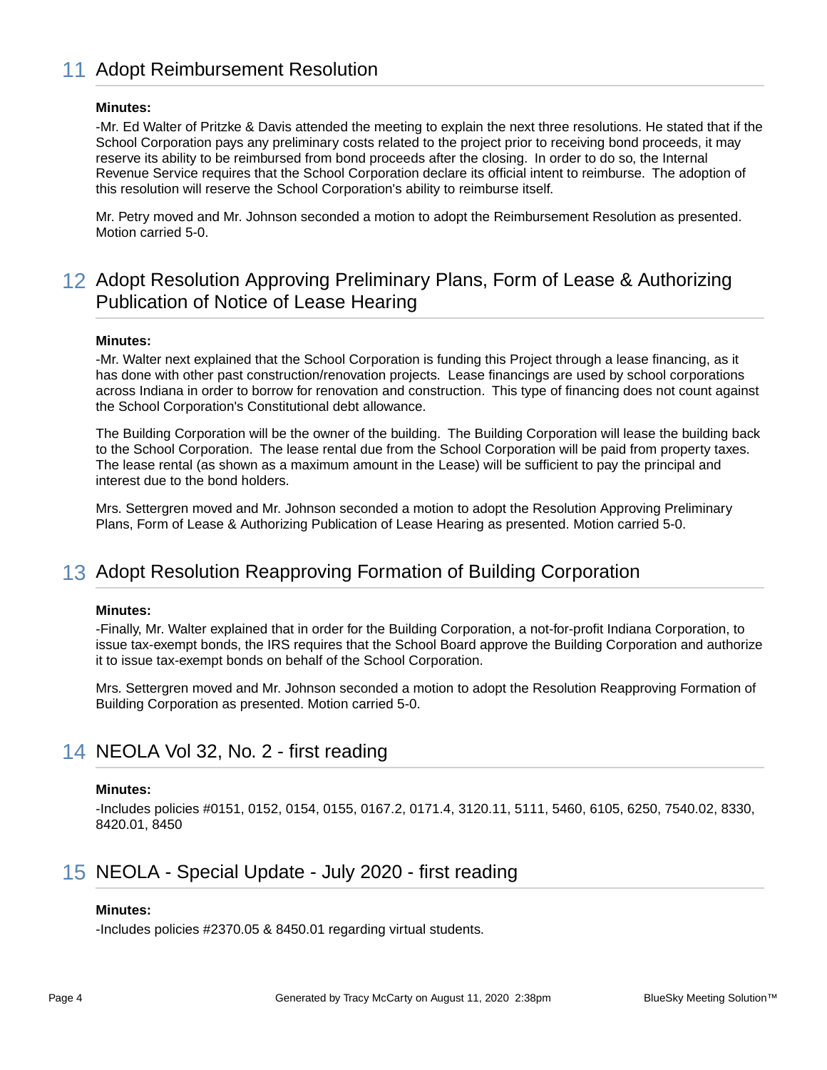## 11 Adopt Reimbursement Resolution

**Minutes:**

-Mr. Ed Walter of Pritzke & Davis attended the meeting to explain the next three resolutions. He stated that if the School Corporation pays any preliminary costs related to the project prior to receiving bond proceeds, it may reserve its ability to be reimbursed from bond proceeds after the closing. In order to do so, the Internal Revenue Service requires that the School Corporation declare its official intent to reimburse. The adoption of this resolution will reserve the School Corporation's ability to reimburse itself.

Mr. Petry moved and Mr. Johnson seconded a motion to adopt the Reimbursement Resolution as presented. Motion carried 5-0.

## 12 Adopt Resolution Approving Preliminary Plans, Form of Lease & Authorizing Publication of Notice of Lease Hearing

**Minutes:**

-Mr. Walter next explained that the School Corporation is funding this Project through a lease financing, as it has done with other past construction/renovation projects. Lease financings are used by school corporations across Indiana in order to borrow for renovation and construction. This type of financing does not count against the School Corporation's Constitutional debt allowance.

The Building Corporation will be the owner of the building. The Building Corporation will lease the building back to the School Corporation. The lease rental due from the School Corporation will be paid from property taxes. The lease rental (as shown as a maximum amount in the Lease) will be sufficient to pay the principal and interest due to the bond holders.

Mrs. Settergren moved and Mr. Johnson seconded a motion to adopt the Resolution Approving Preliminary Plans, Form of Lease & Authorizing Publication of Lease Hearing as presented. Motion carried 5-0.

## 13 Adopt Resolution Reapproving Formation of Building Corporation

**Minutes:**

-Finally, Mr. Walter explained that in order for the Building Corporation, a not-for-profit Indiana Corporation, to issue tax-exempt bonds, the IRS requires that the School Board approve the Building Corporation and authorize it to issue tax-exempt bonds on behalf of the School Corporation.

Mrs. Settergren moved and Mr. Johnson seconded a motion to adopt the Resolution Reapproving Formation of Building Corporation as presented. Motion carried 5-0.

## 14 NEOLA Vol 32, No. 2 - first reading

**Minutes:**

-Includes policies #0151, 0152, 0154, 0155, 0167.2, 0171.4, 3120.11, 5111, 5460, 6105, 6250, 7540.02, 8330, 8420.01, 8450

## 15 NEOLA - Special Update - July 2020 - first reading

**Minutes:**

-Includes policies #2370.05 & 8450.01 regarding virtual students.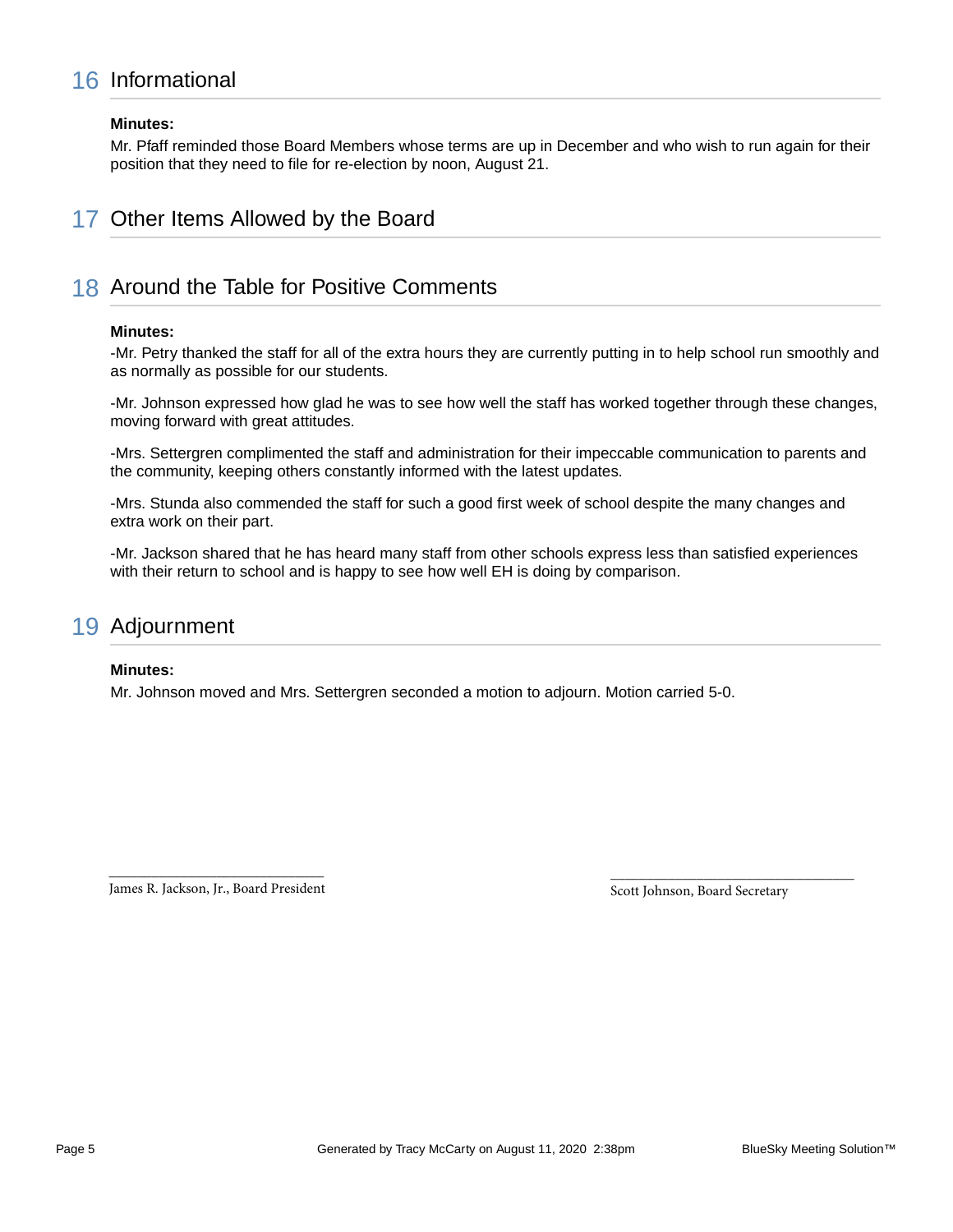## 16 Informational

**Minutes:**

Mr. Pfaff reminded those Board Members whose terms are up in December and who wish to run again for their position that they need to file for re-election by noon, August 21.

## 17 Other Items Allowed by the Board

## 18 Around the Table for Positive Comments

**Minutes:**

-Mr. Petry thanked the staff for all of the extra hours they are currently putting in to help school run smoothly and as normally as possible for our students.

-Mr. Johnson expressed how glad he was to see how well the staff has worked together through these changes, moving forward with great attitudes.

-Mrs. Settergren complimented the staff and administration for their impeccable communication to parents and the community, keeping others constantly informed with the latest updates.

-Mrs. Stunda also commended the staff for such a good first week of school despite the many changes and extra work on their part.

-Mr. Jackson shared that he has heard many staff from other schools express less than satisfied experiences with their return to school and is happy to see how well EH is doing by comparison.

## 19 Adjournment

**Minutes:**

Mr. Johnson moved and Mrs. Settergren seconded a motion to adjourn. Motion carried 5-0.

\_\_\_\_\_\_\_\_\_\_\_\_\_\_\_\_\_\_\_\_\_\_\_\_\_\_\_\_\_\_
James R. Jackson, Jr., Board President

\_\_\_\_\_\_\_\_\_\_\_\_\_\_\_\_\_\_\_\_\_\_\_\_\_\_\_\_\_\_
Scott Johnson, Board Secretary

Generated by Tracy McCarty on August 11, 2020 2:38pm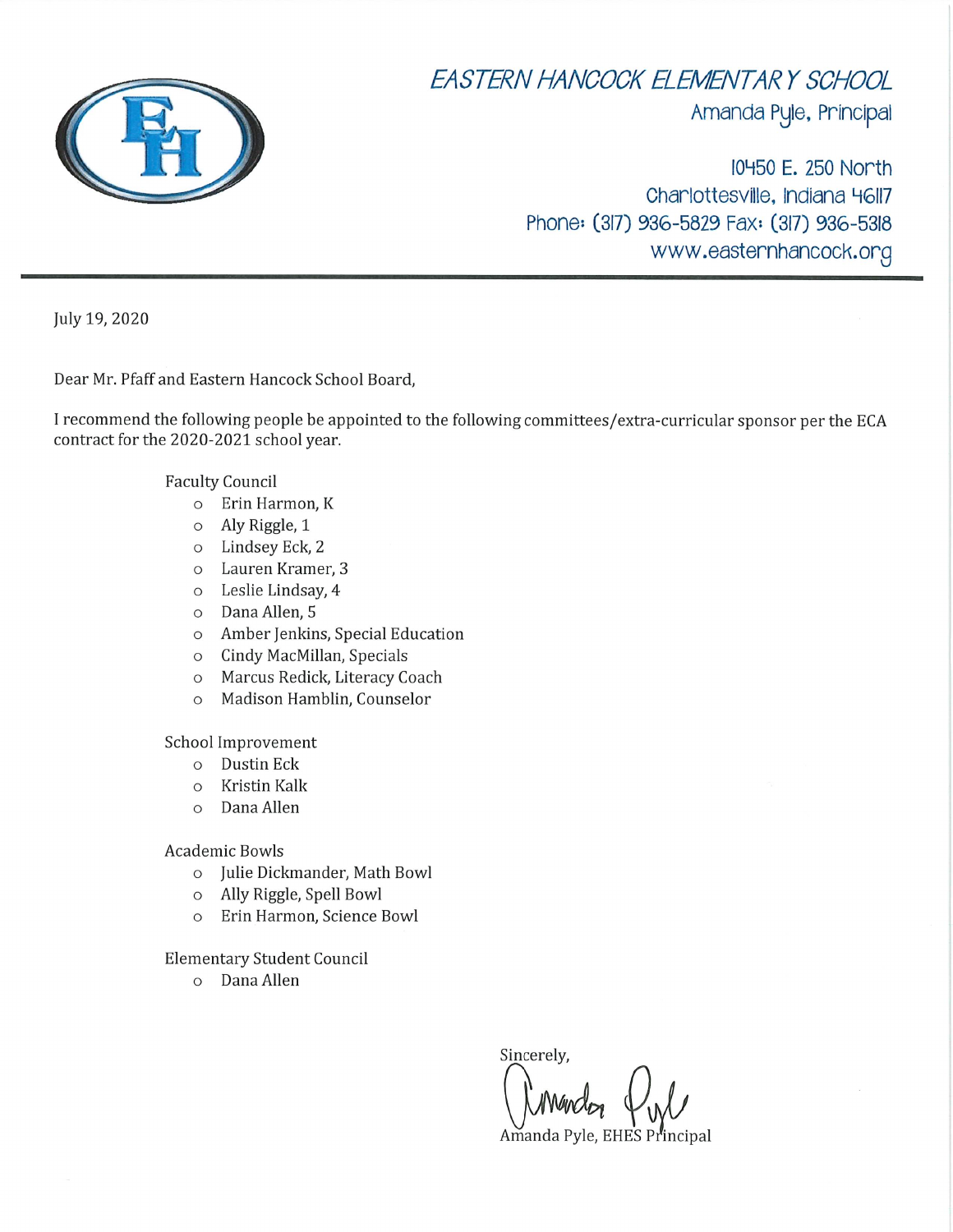# EASTERN HANCOCK ELEMENTARY SCHOOL

Amanda Pyle, Principal

10450 E. 250 North
Charlottesville, Indiana 46117
Phone: (317) 936-5829 Fax: (317) 936-5318
www.easternhancock.org

---

July 19, 2020

Dear Mr. Pfaff and Eastern Hancock School Board,

I recommend the following people be appointed to the following committees/extra-curricular sponsor per the ECA contract for the 2020-2021 school year.

Faculty Council

- Erin Harmon, K
- Aly Riggle, 1
- Lindsey Eck, 2
- Lauren Kramer, 3
- Leslie Lindsay, 4
- Dana Allen, 5
- Amber Jenkins, Special Education
- Cindy MacMillan, Specials
- Marcus Redick, Literacy Coach
- Madison Hamblin, Counselor

School Improvement

- Dustin Eck
- Kristin Kalk
- Dana Allen

Academic Bowls

- Julie Dickmander, Math Bowl
- Ally Riggle, Spell Bowl
- Erin Harmon, Science Bowl

Elementary Student Council

- Dana Allen

Sincerely,

Amanda Pyle, EHES Principal